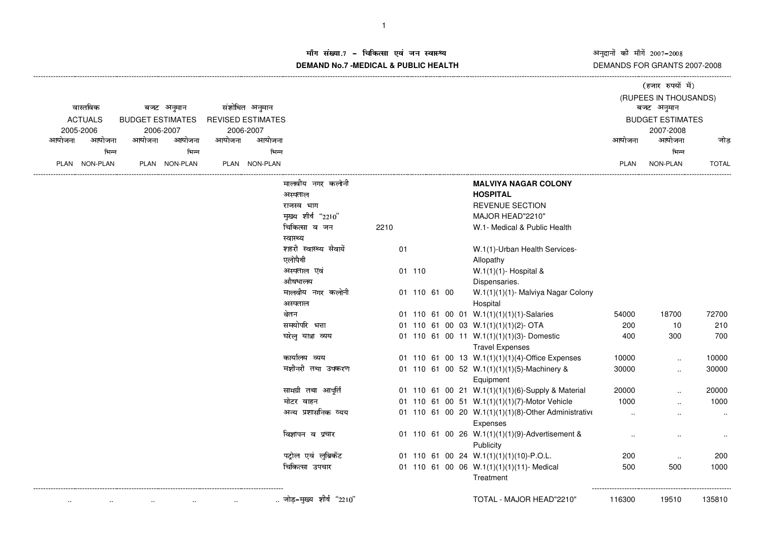# माँग संख्या.7 – चिकित्सा एवं जन स्वास्थ्य

# DEMAND No.7 -MEDICAL & PUBLIC HEALTH

अनुदानों की माँगें 2007-2008

DEMANDS FOR GRANTS 2007-2008

(हजार रुपयों में)

(RUPEES IN THOUSANDS)

| वास्तविक ACTUALS 2005-2006 | | बजट अनुमान BUDGET ESTIMATES 2006-2007 | | संशोधित अनुमान REVISED ESTIMATES 2006-2007 | | | | | | बजट अनुमान BUDGET ESTIMATES 2007-2008 | | |
|---|---|---|---|---|---|---|---|---|---|---|---|---|
| आयोजना PLAN | आयोजना भिन्न NON-PLAN | आयोजना PLAN | आयोजना भिन्न NON-PLAN | आयोजना PLAN | आयोजना भिन्न NON-PLAN | | | | | आयोजना PLAN | आयोजना भिन्न NON-PLAN | जोड़ TOTAL |
| | | | | | | मालवीय नगर कलोनी अस्पताल | | | **MALVIYA NAGAR COLONY HOSPITAL** | | | |
| | | | | | | राजस्व भाग | | | REVENUE SECTION | | | |
| | | | | | | मुख्य शीर्ष "2210" | | | MAJOR HEAD"2210" | | | |
| | | | | | | चिकित्सा व जन स्वास्थ्य | 2210 | | W.1- Medical & Public Health | | | |
| | | | | | | शहरी स्वास्थ्य सेवायें एलोपैथी | | 01 | W.1(1)-Urban Health Services-Allopathy | | | |
| | | | | | | अस्पताल एवं औषधालय | | 01 110 | W.1(1)(1)- Hospital & Dispensaries. | | | |
| | | | | | | मालवीय नगर कलोनी अस्पताल | | 01 110 61 00 | W.1(1)(1)(1)- Malviya Nagar Colony Hospital | | | |
| | | | | | | वेतन | | 01 110 61 00 01 | W.1(1)(1)(1)(1)-Salaries | 54000 | 18700 | 72700 |
| | | | | | | समयोपरि भत्ता | | 01 110 61 00 03 | W.1(1)(1)(1)(2)- OTA | 200 | 10 | 210 |
| | | | | | | घरेलु यात्रा व्यय | | 01 110 61 00 11 | W.1(1)(1)(1)(3)- Domestic Travel Expenses | 400 | 300 | 700 |
| | | | | | | कार्यालय व्यय | | 01 110 61 00 13 | W.1(1)(1)(1)(4)-Office Expenses | 10000 | .. | 10000 |
| | | | | | | मशीनरी तथा उपकरण | | 01 110 61 00 52 | W.1(1)(1)(1)(5)-Machinery & Equipment | 30000 | .. | 30000 |
| | | | | | | सामग्री तथा आपूर्ति | | 01 110 61 00 21 | W.1(1)(1)(1)(6)-Supply & Material | 20000 | .. | 20000 |
| | | | | | | मोटर वाहन | | 01 110 61 00 51 | W.1(1)(1)(1)(7)-Motor Vehicle | 1000 | .. | 1000 |
| | | | | | | अन्य प्रशासनिक व्यय | | 01 110 61 00 20 | W.1(1)(1)(1)(8)-Other Administrative Expenses | .. | .. | .. |
| | | | | | | विज्ञापन व प्रचार | | 01 110 61 00 26 | W.1(1)(1)(1)(9)-Advertisement & Publicity | .. | .. | .. |
| | | | | | | पट्रोल एवं लुब्रिकेंट | | 01 110 61 00 24 | W.1(1)(1)(1)(10)-P.O.L. | 200 | .. | 200 |
| | | | | | | चिकित्सा उपचार | | 01 110 61 00 06 | W.1(1)(1)(1)(11)- Medical Treatment | 500 | 500 | 1000 |
| .. | .. | .. | .. | .. | .. | जोड़-मुख्य शीर्ष "2210" | | | TOTAL - MAJOR HEAD"2210" | 116300 | 19510 | 135810 |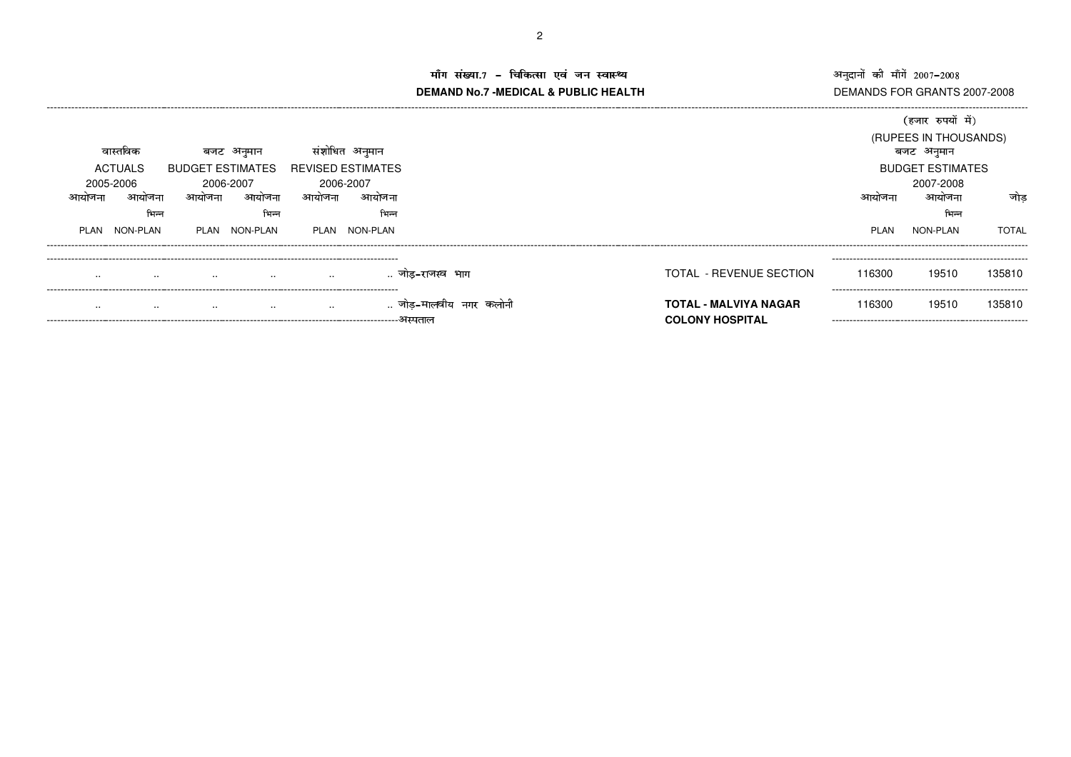## माँग संख्या.7 – चिकित्सा एवं जन स्वास्थ्य

## DEMAND No.7 -MEDICAL & PUBLIC HEALTH

अनुदानों की माँगें 2007–2008

DEMANDS FOR GRANTS 2007-2008

(हजार रुपयों में)

(RUPEES IN THOUSANDS)

| वास्तविक ACTUALS 2005-2006 | | बजट अनुमान BUDGET ESTIMATES 2006-2007 | | संशोधित अनुमान REVISED ESTIMATES 2006-2007 | | | | बजट अनुमान BUDGET ESTIMATES 2007-2008 | | |
|---|---|---|---|---|---|---|---|---|---|---|
| आयोजना PLAN | आयोजना भिन्न NON-PLAN | आयोजना PLAN | आयोजना भिन्न NON-PLAN | आयोजना PLAN | आयोजना भिन्न NON-PLAN | | | आयोजना PLAN | आयोजना भिन्न NON-PLAN | जोड़ TOTAL |
| .. | .. | .. | .. | .. | .. | जोड़–राजस्व भाग | TOTAL - REVENUE SECTION | 116300 | 19510 | 135810 |
| .. | .. | .. | .. | .. | .. | जोड़–मालवीय नगर कलोनी अस्पताल | **TOTAL - MALVIYA NAGAR COLONY HOSPITAL** | 116300 | 19510 | 135810 |